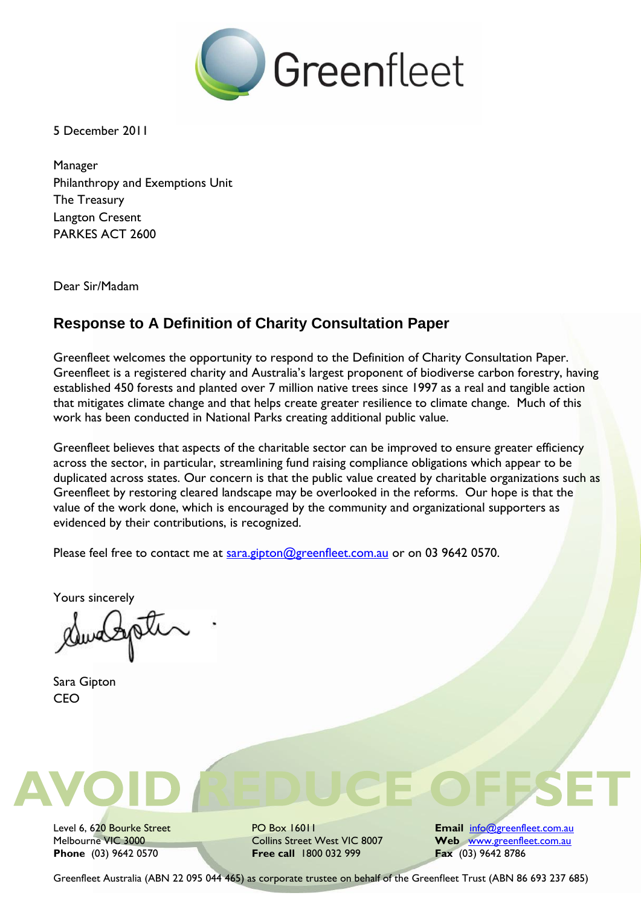Greenfleet

5 December 2011

Manager
Philanthropy and Exemptions Unit
The Treasury
Langton Cresent
PARKES ACT 2600

Dear Sir/Madam

## Response to A Definition of Charity Consultation Paper

Greenfleet welcomes the opportunity to respond to the Definition of Charity Consultation Paper. Greenfleet is a registered charity and Australia's largest proponent of biodiverse carbon forestry, having established 450 forests and planted over 7 million native trees since 1997 as a real and tangible action that mitigates climate change and that helps create greater resilience to climate change. Much of this work has been conducted in National Parks creating additional public value.

Greenfleet believes that aspects of the charitable sector can be improved to ensure greater efficiency across the sector, in particular, streamlining fund raising compliance obligations which appear to be duplicated across states. Our concern is that the public value created by charitable organizations such as Greenfleet by restoring cleared landscape may be overlooked in the reforms. Our hope is that the value of the work done, which is encouraged by the community and organizational supporters as evidenced by their contributions, is recognized.

Please feel free to contact me at sara.gipton@greenfleet.com.au or on 03 9642 0570.

Yours sincerely

Sara Gipton
CEO

AVOID REDUCE OFFSET

Level 6, 620 Bourke Street
Melbourne VIC 3000
**Phone** (03) 9642 0570

PO Box 16011
Collins Street West VIC 8007
**Free call** 1800 032 999

**Email** info@greenfleet.com.au
**Web** www.greenfleet.com.au
**Fax** (03) 9642 8786

Greenfleet Australia (ABN 22 095 044 465) as corporate trustee on behalf of the Greenfleet Trust (ABN 86 693 237 685)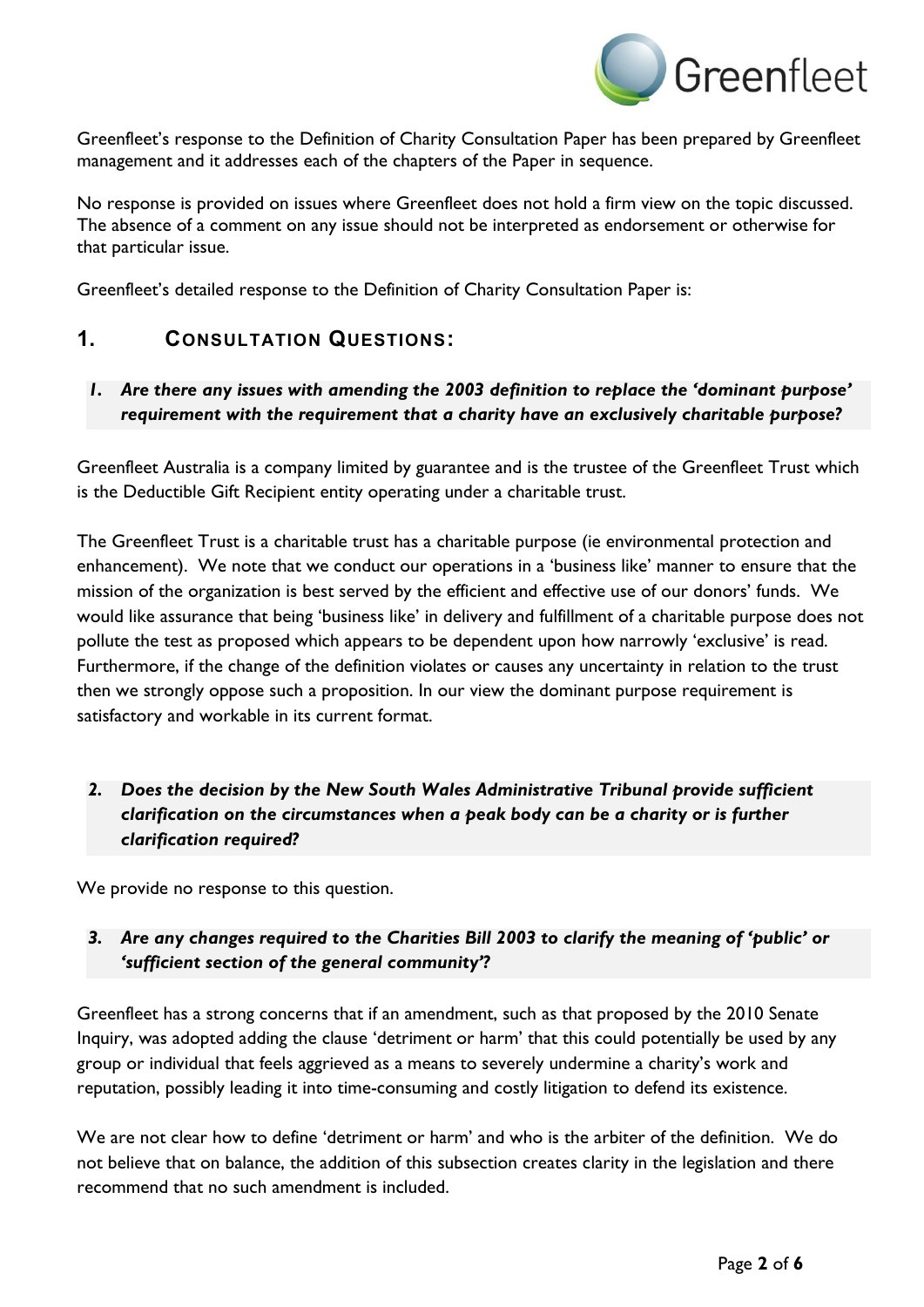Greenfleet's response to the Definition of Charity Consultation Paper has been prepared by Greenfleet management and it addresses each of the chapters of the Paper in sequence.

No response is provided on issues where Greenfleet does not hold a firm view on the topic discussed. The absence of a comment on any issue should not be interpreted as endorsement or otherwise for that particular issue.

Greenfleet's detailed response to the Definition of Charity Consultation Paper is:

## 1. Consultation Questions:

***1. Are there any issues with amending the 2003 definition to replace the 'dominant purpose' requirement with the requirement that a charity have an exclusively charitable purpose?***

Greenfleet Australia is a company limited by guarantee and is the trustee of the Greenfleet Trust which is the Deductible Gift Recipient entity operating under a charitable trust.

The Greenfleet Trust is a charitable trust has a charitable purpose (ie environmental protection and enhancement). We note that we conduct our operations in a 'business like' manner to ensure that the mission of the organization is best served by the efficient and effective use of our donors' funds. We would like assurance that being 'business like' in delivery and fulfillment of a charitable purpose does not pollute the test as proposed which appears to be dependent upon how narrowly 'exclusive' is read. Furthermore, if the change of the definition violates or causes any uncertainty in relation to the trust then we strongly oppose such a proposition. In our view the dominant purpose requirement is satisfactory and workable in its current format.

***2. Does the decision by the New South Wales Administrative Tribunal provide sufficient clarification on the circumstances when a peak body can be a charity or is further clarification required?***

We provide no response to this question.

***3. Are any changes required to the Charities Bill 2003 to clarify the meaning of 'public' or 'sufficient section of the general community'?***

Greenfleet has a strong concerns that if an amendment, such as that proposed by the 2010 Senate Inquiry, was adopted adding the clause 'detriment or harm' that this could potentially be used by any group or individual that feels aggrieved as a means to severely undermine a charity's work and reputation, possibly leading it into time-consuming and costly litigation to defend its existence.

We are not clear how to define 'detriment or harm' and who is the arbiter of the definition. We do not believe that on balance, the addition of this subsection creates clarity in the legislation and there recommend that no such amendment is included.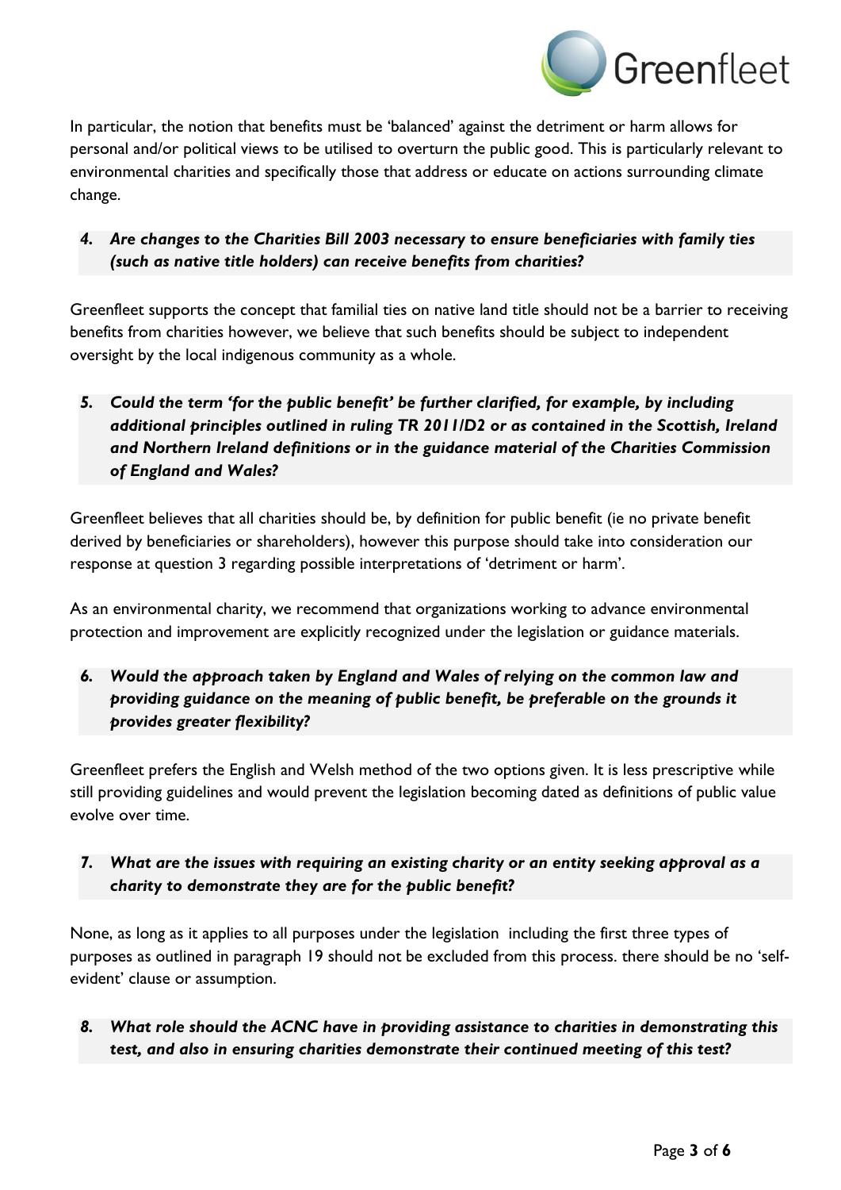In particular, the notion that benefits must be 'balanced' against the detriment or harm allows for personal and/or political views to be utilised to overturn the public good. This is particularly relevant to environmental charities and specifically those that address or educate on actions surrounding climate change.

***4. Are changes to the Charities Bill 2003 necessary to ensure beneficiaries with family ties (such as native title holders) can receive benefits from charities?***

Greenfleet supports the concept that familial ties on native land title should not be a barrier to receiving benefits from charities however, we believe that such benefits should be subject to independent oversight by the local indigenous community as a whole.

***5. Could the term 'for the public benefit' be further clarified, for example, by including additional principles outlined in ruling TR 2011/D2 or as contained in the Scottish, Ireland and Northern Ireland definitions or in the guidance material of the Charities Commission of England and Wales?***

Greenfleet believes that all charities should be, by definition for public benefit (ie no private benefit derived by beneficiaries or shareholders), however this purpose should take into consideration our response at question 3 regarding possible interpretations of 'detriment or harm'.

As an environmental charity, we recommend that organizations working to advance environmental protection and improvement are explicitly recognized under the legislation or guidance materials.

***6. Would the approach taken by England and Wales of relying on the common law and providing guidance on the meaning of public benefit, be preferable on the grounds it provides greater flexibility?***

Greenfleet prefers the English and Welsh method of the two options given. It is less prescriptive while still providing guidelines and would prevent the legislation becoming dated as definitions of public value evolve over time.

***7. What are the issues with requiring an existing charity or an entity seeking approval as a charity to demonstrate they are for the public benefit?***

None, as long as it applies to all purposes under the legislation including the first three types of purposes as outlined in paragraph 19 should not be excluded from this process. there should be no 'self-evident' clause or assumption.

***8. What role should the ACNC have in providing assistance to charities in demonstrating this test, and also in ensuring charities demonstrate their continued meeting of this test?***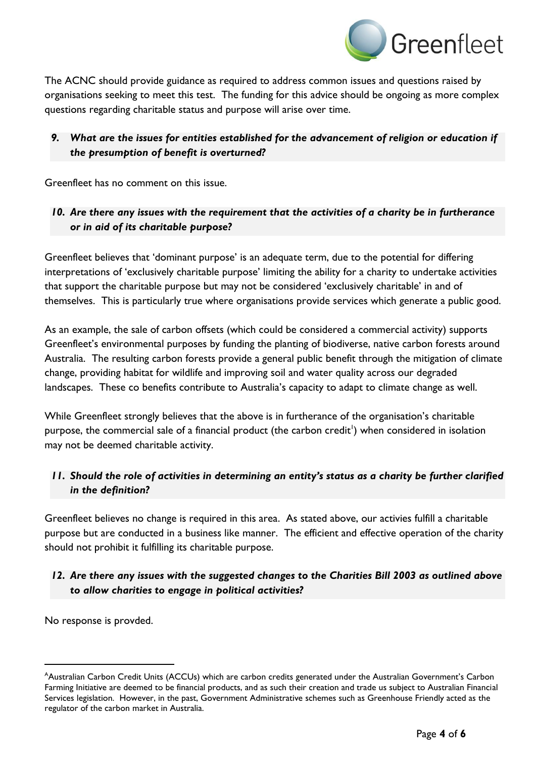The ACNC should provide guidance as required to address common issues and questions raised by organisations seeking to meet this test. The funding for this advice should be ongoing as more complex questions regarding charitable status and purpose will arise over time.

### *9. What are the issues for entities established for the advancement of religion or education if the presumption of benefit is overturned?*

Greenfleet has no comment on this issue.

### *10. Are there any issues with the requirement that the activities of a charity be in furtherance or in aid of its charitable purpose?*

Greenfleet believes that 'dominant purpose' is an adequate term, due to the potential for differing interpretations of 'exclusively charitable purpose' limiting the ability for a charity to undertake activities that support the charitable purpose but may not be considered 'exclusively charitable' in and of themselves. This is particularly true where organisations provide services which generate a public good.

As an example, the sale of carbon offsets (which could be considered a commercial activity) supports Greenfleet's environmental purposes by funding the planting of biodiverse, native carbon forests around Australia. The resulting carbon forests provide a general public benefit through the mitigation of climate change, providing habitat for wildlife and improving soil and water quality across our degraded landscapes. These co benefits contribute to Australia's capacity to adapt to climate change as well.

While Greenfleet strongly believes that the above is in furtherance of the organisation's charitable purpose, the commercial sale of a financial product (the carbon credit[I]) when considered in isolation may not be deemed charitable activity.

### *11. Should the role of activities in determining an entity's status as a charity be further clarified in the definition?*

Greenfleet believes no change is required in this area. As stated above, our activies fulfill a charitable purpose but are conducted in a business like manner. The efficient and effective operation of the charity should not prohibit it fulfilling its charitable purpose.

### *12. Are there any issues with the suggested changes to the Charities Bill 2003 as outlined above to allow charities to engage in political activities?*

No response is provded.

---

[A]Australian Carbon Credit Units (ACCUs) which are carbon credits generated under the Australian Government's Carbon Farming Initiative are deemed to be financial products, and as such their creation and trade us subject to Australian Financial Services legislation. However, in the past, Government Administrative schemes such as Greenhouse Friendly acted as the regulator of the carbon market in Australia.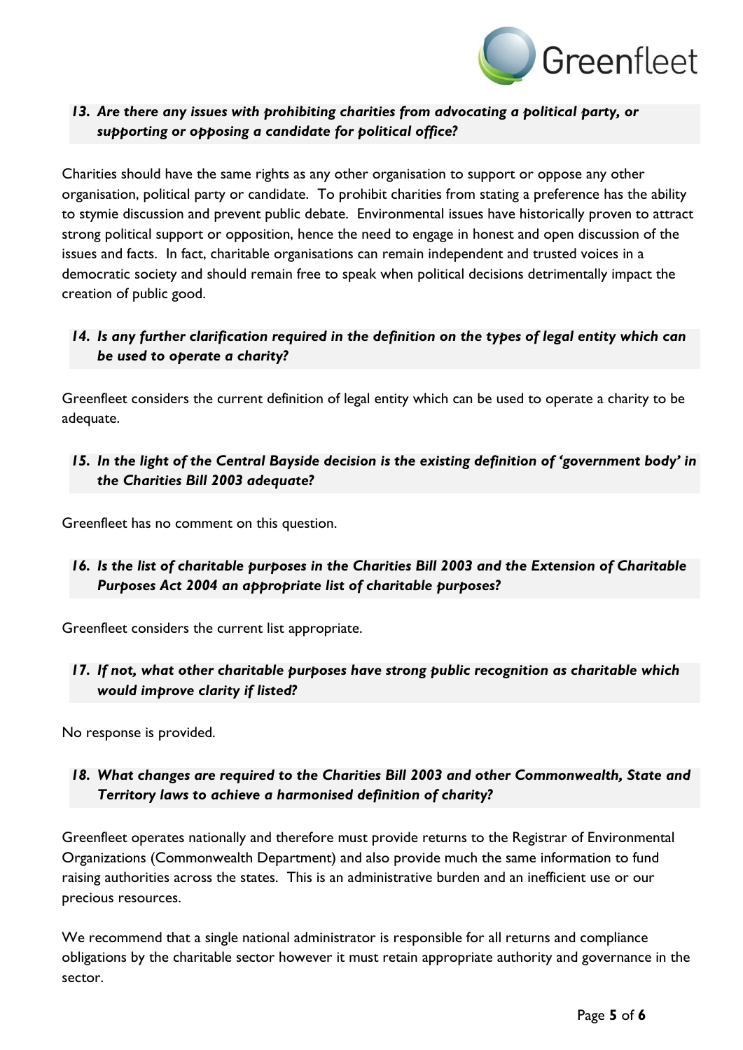*13. Are there any issues with prohibiting charities from advocating a political party, or supporting or opposing a candidate for political office?*

Charities should have the same rights as any other organisation to support or oppose any other organisation, political party or candidate. To prohibit charities from stating a preference has the ability to stymie discussion and prevent public debate. Environmental issues have historically proven to attract strong political support or opposition, hence the need to engage in honest and open discussion of the issues and facts. In fact, charitable organisations can remain independent and trusted voices in a democratic society and should remain free to speak when political decisions detrimentally impact the creation of public good.

*14. Is any further clarification required in the definition on the types of legal entity which can be used to operate a charity?*

Greenfleet considers the current definition of legal entity which can be used to operate a charity to be adequate.

*15. In the light of the Central Bayside decision is the existing definition of 'government body' in the Charities Bill 2003 adequate?*

Greenfleet has no comment on this question.

*16. Is the list of charitable purposes in the Charities Bill 2003 and the Extension of Charitable Purposes Act 2004 an appropriate list of charitable purposes?*

Greenfleet considers the current list appropriate.

*17. If not, what other charitable purposes have strong public recognition as charitable which would improve clarity if listed?*

No response is provided.

*18. What changes are required to the Charities Bill 2003 and other Commonwealth, State and Territory laws to achieve a harmonised definition of charity?*

Greenfleet operates nationally and therefore must provide returns to the Registrar of Environmental Organizations (Commonwealth Department) and also provide much the same information to fund raising authorities across the states. This is an administrative burden and an inefficient use or our precious resources.

We recommend that a single national administrator is responsible for all returns and compliance obligations by the charitable sector however it must retain appropriate authority and governance in the sector.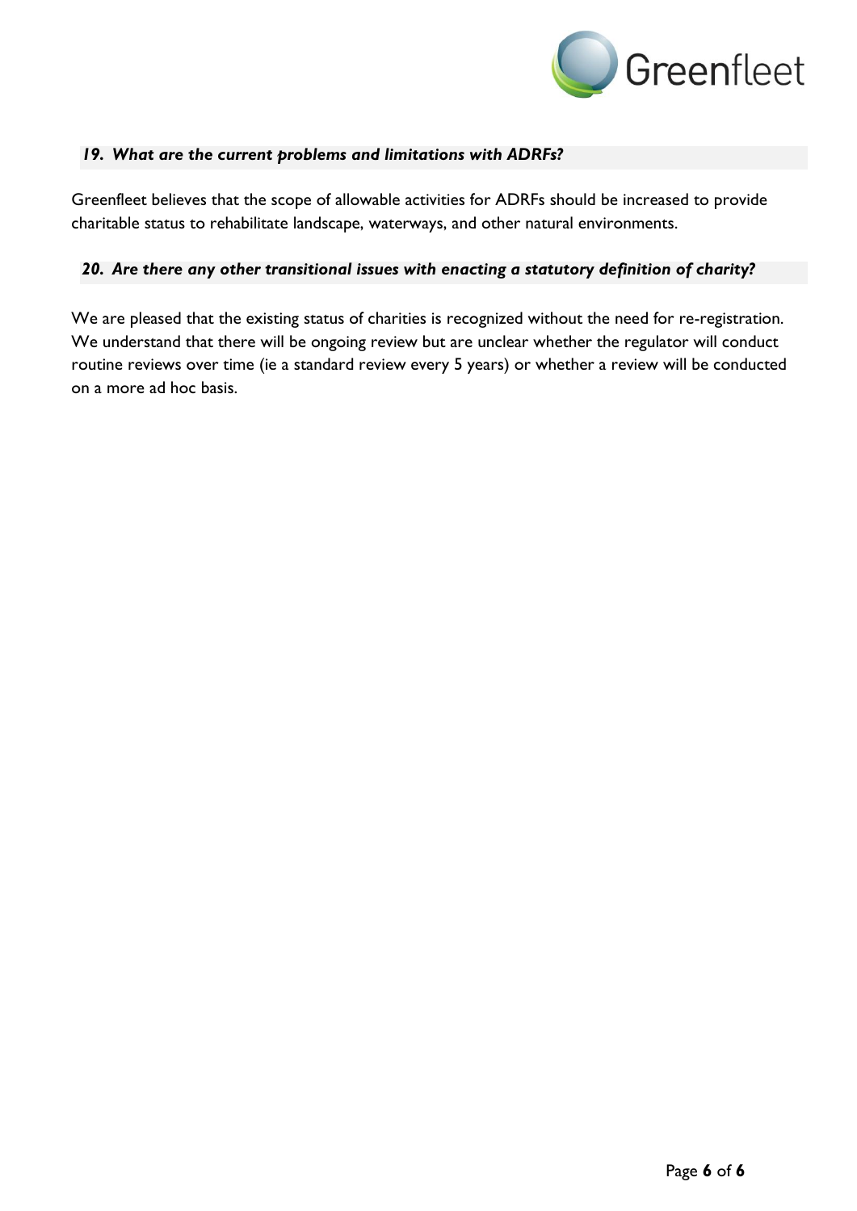### *19. What are the current problems and limitations with ADRFs?*

Greenfleet believes that the scope of allowable activities for ADRFs should be increased to provide charitable status to rehabilitate landscape, waterways, and other natural environments.

### *20. Are there any other transitional issues with enacting a statutory definition of charity?*

We are pleased that the existing status of charities is recognized without the need for re-registration. We understand that there will be ongoing review but are unclear whether the regulator will conduct routine reviews over time (ie a standard review every 5 years) or whether a review will be conducted on a more ad hoc basis.